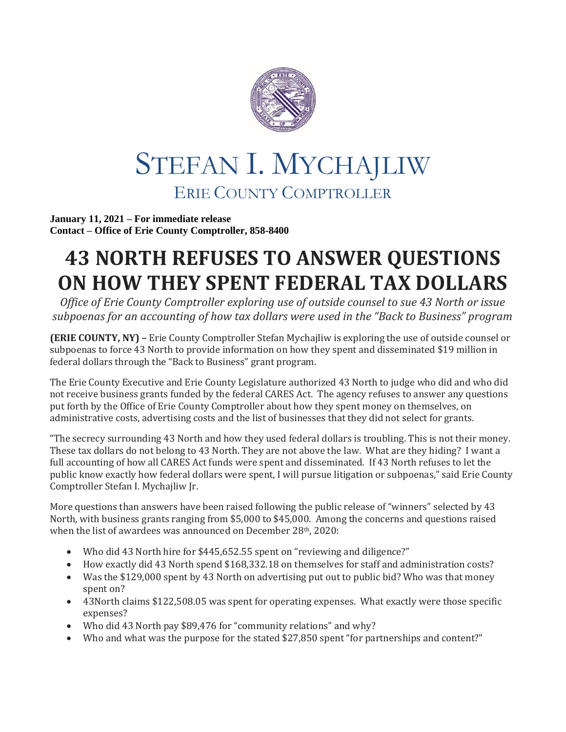# STEFAN I. MYCHAJLIW

## ERIE COUNTY COMPTROLLER

**January 11, 2021 – For immediate release**
**Contact – Office of Erie County Comptroller, 858-8400**

# 43 NORTH REFUSES TO ANSWER QUESTIONS ON HOW THEY SPENT FEDERAL TAX DOLLARS

*Office of Erie County Comptroller exploring use of outside counsel to sue 43 North or issue subpoenas for an accounting of how tax dollars were used in the "Back to Business" program*

**(ERIE COUNTY, NY) –** Erie County Comptroller Stefan Mychajliw is exploring the use of outside counsel or subpoenas to force 43 North to provide information on how they spent and disseminated $19 million in federal dollars through the "Back to Business" grant program.

The Erie County Executive and Erie County Legislature authorized 43 North to judge who did and who did not receive business grants funded by the federal CARES Act. The agency refuses to answer any questions put forth by the Office of Erie County Comptroller about how they spent money on themselves, on administrative costs, advertising costs and the list of businesses that they did not select for grants.

"The secrecy surrounding 43 North and how they used federal dollars is troubling. This is not their money. These tax dollars do not belong to 43 North. They are not above the law. What are they hiding? I want a full accounting of how all CARES Act funds were spent and disseminated. If 43 North refuses to let the public know exactly how federal dollars were spent, I will pursue litigation or subpoenas," said Erie County Comptroller Stefan I. Mychajliw Jr.

More questions than answers have been raised following the public release of "winners" selected by 43 North, with business grants ranging from $5,000 to $45,000. Among the concerns and questions raised when the list of awardees was announced on December 28th, 2020:

- Who did 43 North hire for $445,652.55 spent on "reviewing and diligence?"
- How exactly did 43 North spend $168,332.18 on themselves for staff and administration costs?
- Was the $129,000 spent by 43 North on advertising put out to public bid? Who was that money spent on?
- 43North claims $122,508.05 was spent for operating expenses. What exactly were those specific expenses?
- Who did 43 North pay $89,476 for "community relations" and why?
- Who and what was the purpose for the stated $27,850 spent "for partnerships and content?"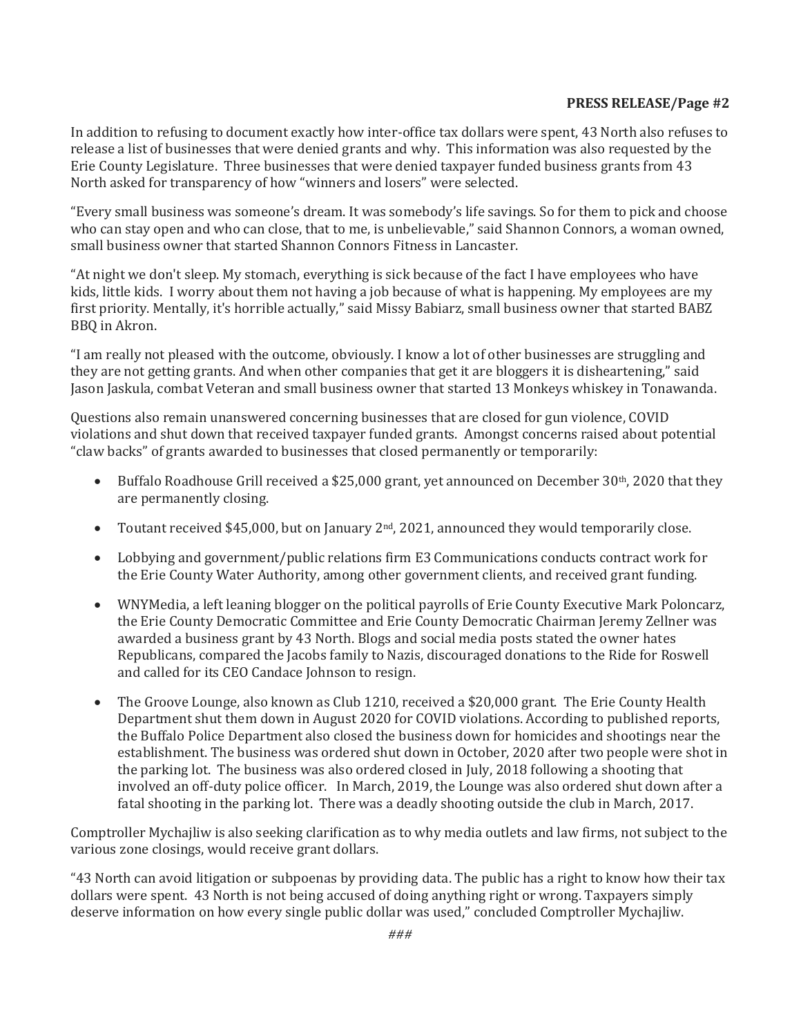In addition to refusing to document exactly how inter-office tax dollars were spent, 43 North also refuses to release a list of businesses that were denied grants and why. This information was also requested by the Erie County Legislature. Three businesses that were denied taxpayer funded business grants from 43 North asked for transparency of how "winners and losers" were selected.

"Every small business was someone's dream. It was somebody's life savings. So for them to pick and choose who can stay open and who can close, that to me, is unbelievable," said Shannon Connors, a woman owned, small business owner that started Shannon Connors Fitness in Lancaster.

"At night we don't sleep. My stomach, everything is sick because of the fact I have employees who have kids, little kids. I worry about them not having a job because of what is happening. My employees are my first priority. Mentally, it's horrible actually," said Missy Babiarz, small business owner that started BABZ BBQ in Akron.

"I am really not pleased with the outcome, obviously. I know a lot of other businesses are struggling and they are not getting grants. And when other companies that get it are bloggers it is disheartening," said Jason Jaskula, combat Veteran and small business owner that started 13 Monkeys whiskey in Tonawanda.

Questions also remain unanswered concerning businesses that are closed for gun violence, COVID violations and shut down that received taxpayer funded grants. Amongst concerns raised about potential "claw backs" of grants awarded to businesses that closed permanently or temporarily:

- Buffalo Roadhouse Grill received a $25,000 grant, yet announced on December 30th, 2020 that they are permanently closing.
- Toutant received $45,000, but on January 2nd, 2021, announced they would temporarily close.
- Lobbying and government/public relations firm E3 Communications conducts contract work for the Erie County Water Authority, among other government clients, and received grant funding.
- WNYMedia, a left leaning blogger on the political payrolls of Erie County Executive Mark Poloncarz, the Erie County Democratic Committee and Erie County Democratic Chairman Jeremy Zellner was awarded a business grant by 43 North. Blogs and social media posts stated the owner hates Republicans, compared the Jacobs family to Nazis, discouraged donations to the Ride for Roswell and called for its CEO Candace Johnson to resign.
- The Groove Lounge, also known as Club 1210, received a $20,000 grant. The Erie County Health Department shut them down in August 2020 for COVID violations. According to published reports, the Buffalo Police Department also closed the business down for homicides and shootings near the establishment. The business was ordered shut down in October, 2020 after two people were shot in the parking lot. The business was also ordered closed in July, 2018 following a shooting that involved an off-duty police officer. In March, 2019, the Lounge was also ordered shut down after a fatal shooting in the parking lot. There was a deadly shooting outside the club in March, 2017.

Comptroller Mychajliw is also seeking clarification as to why media outlets and law firms, not subject to the various zone closings, would receive grant dollars.

"43 North can avoid litigation or subpoenas by providing data. The public has a right to know how their tax dollars were spent. 43 North is not being accused of doing anything right or wrong. Taxpayers simply deserve information on how every single public dollar was used," concluded Comptroller Mychajliw.

###